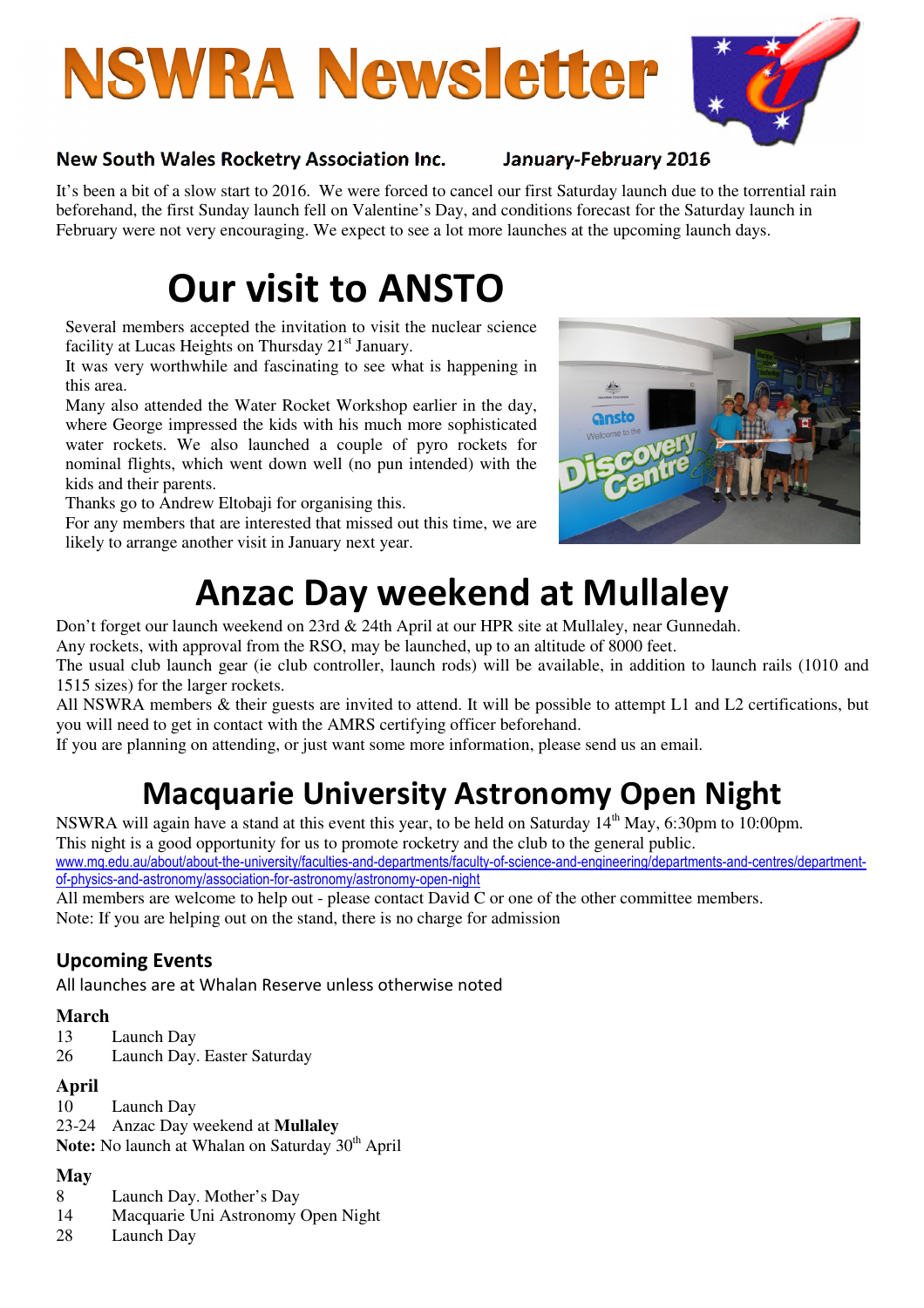# NSWRA Newsletter

**New South Wales Rocketry Association Inc.** ***January-February 2016***

It's been a bit of a slow start to 2016. We were forced to cancel our first Saturday launch due to the torrential rain beforehand, the first Sunday launch fell on Valentine's Day, and conditions forecast for the Saturday launch in February were not very encouraging. We expect to see a lot more launches at the upcoming launch days.

# Our visit to ANSTO

Several members accepted the invitation to visit the nuclear science facility at Lucas Heights on Thursday 21st January.

It was very worthwhile and fascinating to see what is happening in this area.

Many also attended the Water Rocket Workshop earlier in the day, where George impressed the kids with his much more sophisticated water rockets. We also launched a couple of pyro rockets for nominal flights, which went down well (no pun intended) with the kids and their parents.

Thanks go to Andrew Eltobaji for organising this.

For any members that are interested that missed out this time, we are likely to arrange another visit in January next year.

# Anzac Day weekend at Mullaley

Don't forget our launch weekend on 23rd & 24th April at our HPR site at Mullaley, near Gunnedah.

Any rockets, with approval from the RSO, may be launched, up to an altitude of 8000 feet.

The usual club launch gear (ie club controller, launch rods) will be available, in addition to launch rails (1010 and 1515 sizes) for the larger rockets.

All NSWRA members & their guests are invited to attend. It will be possible to attempt L1 and L2 certifications, but you will need to get in contact with the AMRS certifying officer beforehand.

If you are planning on attending, or just want some more information, please send us an email.

# Macquarie University Astronomy Open Night

NSWRA will again have a stand at this event this year, to be held on Saturday 14th May, 6:30pm to 10:00pm.

This night is a good opportunity for us to promote rocketry and the club to the general public.

www.mq.edu.au/about/about-the-university/faculties-and-departments/faculty-of-science-and-engineering/departments-and-centres/department-of-physics-and-astronomy/association-for-astronomy/astronomy-open-night

All members are welcome to help out - please contact David C or one of the other committee members.

Note: If you are helping out on the stand, there is no charge for admission

## Upcoming Events

All launches are at Whalan Reserve unless otherwise noted

**March**

13 Launch Day
26 Launch Day. Easter Saturday

**April**

10 Launch Day
23-24 Anzac Day weekend at **Mullaley**
**Note:** No launch at Whalan on Saturday 30th April

**May**

8 Launch Day. Mother's Day
14 Macquarie Uni Astronomy Open Night
28 Launch Day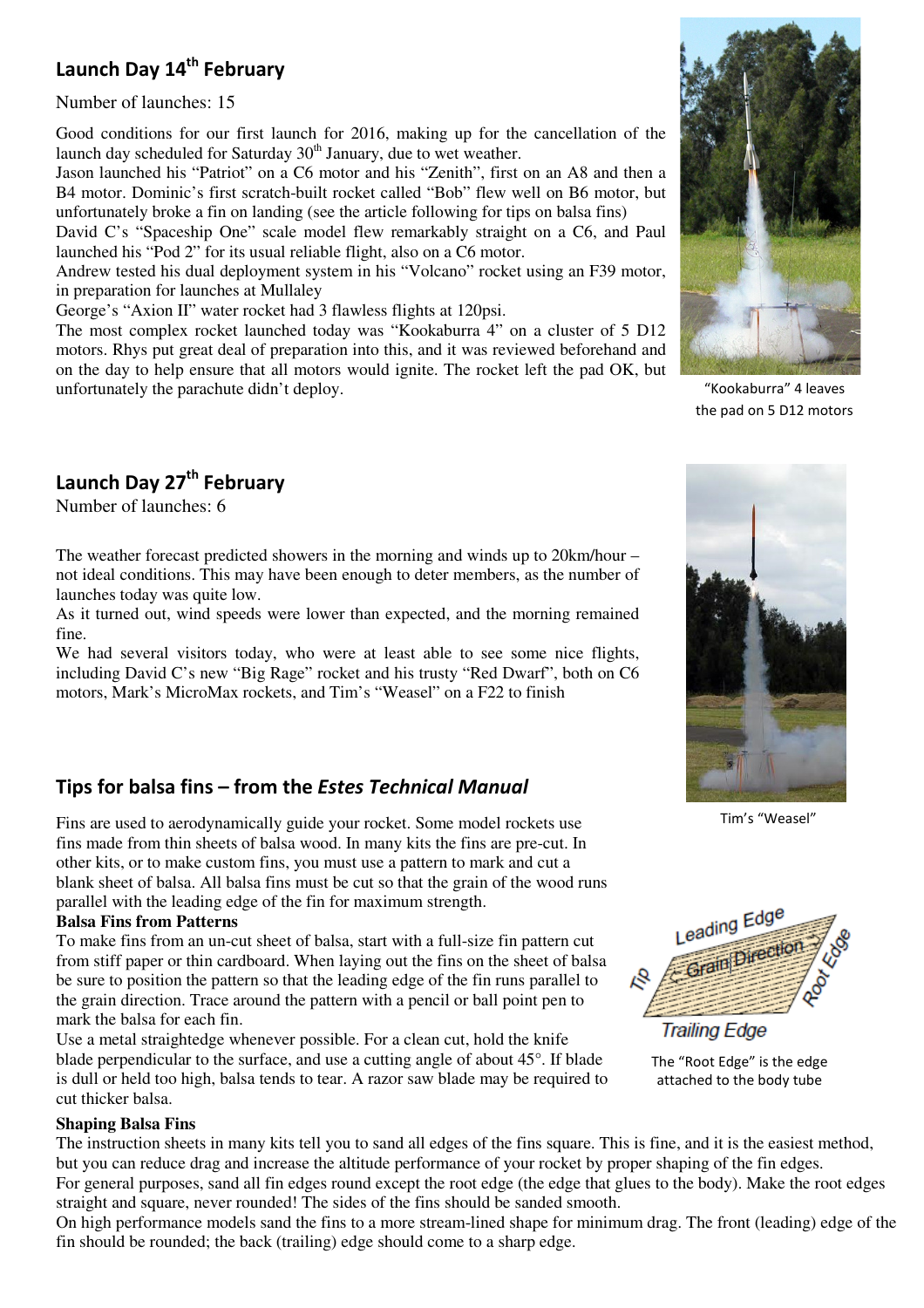## Launch Day 14th February

Number of launches: 15

Good conditions for our first launch for 2016, making up for the cancellation of the launch day scheduled for Saturday 30th January, due to wet weather.

Jason launched his "Patriot" on a C6 motor and his "Zenith", first on an A8 and then a B4 motor. Dominic's first scratch-built rocket called "Bob" flew well on B6 motor, but unfortunately broke a fin on landing (see the article following for tips on balsa fins)

David C's "Spaceship One" scale model flew remarkably straight on a C6, and Paul launched his "Pod 2" for its usual reliable flight, also on a C6 motor.

Andrew tested his dual deployment system in his "Volcano" rocket using an F39 motor, in preparation for launches at Mullaley

George's "Axion II" water rocket had 3 flawless flights at 120psi.

The most complex rocket launched today was "Kookaburra 4" on a cluster of 5 D12 motors. Rhys put great deal of preparation into this, and it was reviewed beforehand and on the day to help ensure that all motors would ignite. The rocket left the pad OK, but unfortunately the parachute didn't deploy.

"Kookaburra" 4 leaves the pad on 5 D12 motors

## Launch Day 27th February

Number of launches: 6

The weather forecast predicted showers in the morning and winds up to 20km/hour – not ideal conditions. This may have been enough to deter members, as the number of launches today was quite low.

As it turned out, wind speeds were lower than expected, and the morning remained fine.

We had several visitors today, who were at least able to see some nice flights, including David C's new "Big Rage" rocket and his trusty "Red Dwarf", both on C6 motors, Mark's MicroMax rockets, and Tim's "Weasel" on a F22 to finish

Tim's "Weasel"

## Tips for balsa fins – from the *Estes Technical Manual*

Fins are used to aerodynamically guide your rocket. Some model rockets use fins made from thin sheets of balsa wood. In many kits the fins are pre-cut. In other kits, or to make custom fins, you must use a pattern to mark and cut a blank sheet of balsa. All balsa fins must be cut so that the grain of the wood runs parallel with the leading edge of the fin for maximum strength.

**Balsa Fins from Patterns**

To make fins from an un-cut sheet of balsa, start with a full-size fin pattern cut from stiff paper or thin cardboard. When laying out the fins on the sheet of balsa be sure to position the pattern so that the leading edge of the fin runs parallel to the grain direction. Trace around the pattern with a pencil or ball point pen to mark the balsa for each fin.

Use a metal straightedge whenever possible. For a clean cut, hold the knife blade perpendicular to the surface, and use a cutting angle of about 45°. If blade is dull or held too high, balsa tends to tear. A razor saw blade may be required to cut thicker balsa.

Leading Edge
Grain Direction
Tip
Root Edge
Trailing Edge

The "Root Edge" is the edge attached to the body tube

**Shaping Balsa Fins**

The instruction sheets in many kits tell you to sand all edges of the fins square. This is fine, and it is the easiest method, but you can reduce drag and increase the altitude performance of your rocket by proper shaping of the fin edges.

For general purposes, sand all fin edges round except the root edge (the edge that glues to the body). Make the root edges straight and square, never rounded! The sides of the fins should be sanded smooth.

On high performance models sand the fins to a more stream-lined shape for minimum drag. The front (leading) edge of the fin should be rounded; the back (trailing) edge should come to a sharp edge.